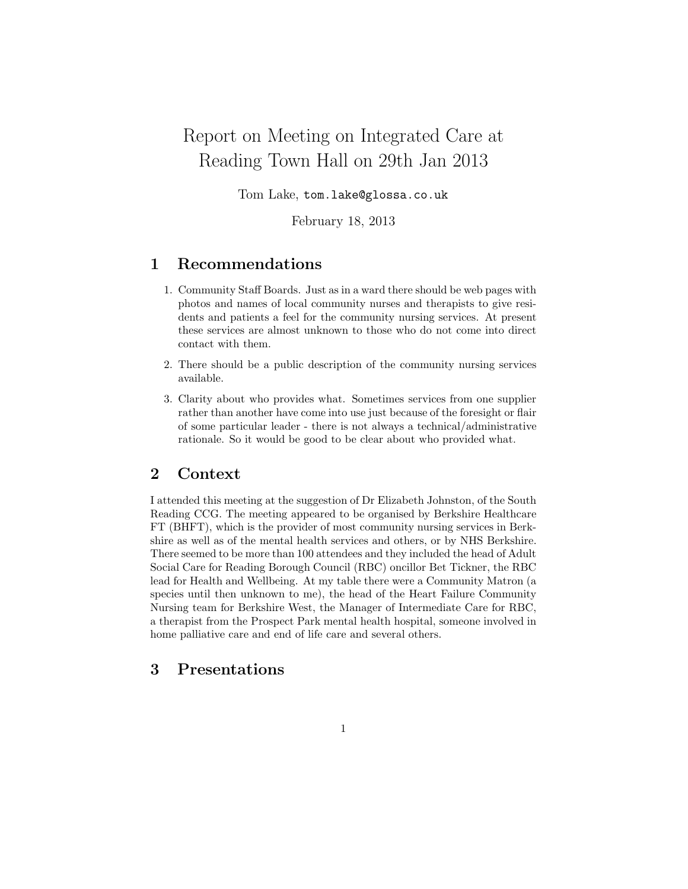# Report on Meeting on Integrated Care at Reading Town Hall on 29th Jan 2013

Tom Lake, `tom.lake@glossa.co.uk`

February 18, 2013

## 1 Recommendations

1. Community Staff Boards. Just as in a ward there should be web pages with photos and names of local community nurses and therapists to give residents and patients a feel for the community nursing services. At present these services are almost unknown to those who do not come into direct contact with them.
2. There should be a public description of the community nursing services available.
3. Clarity about who provides what. Sometimes services from one supplier rather than another have come into use just because of the foresight or flair of some particular leader - there is not always a technical/administrative rationale. So it would be good to be clear about who provided what.

## 2 Context

I attended this meeting at the suggestion of Dr Elizabeth Johnston, of the South Reading CCG. The meeting appeared to be organised by Berkshire Healthcare FT (BHFT), which is the provider of most community nursing services in Berkshire as well as of the mental health services and others, or by NHS Berkshire. There seemed to be more than 100 attendees and they included the head of Adult Social Care for Reading Borough Council (RBC) oncillor Bet Tickner, the RBC lead for Health and Wellbeing. At my table there were a Community Matron (a species until then unknown to me), the head of the Heart Failure Community Nursing team for Berkshire West, the Manager of Intermediate Care for RBC, a therapist from the Prospect Park mental health hospital, someone involved in home palliative care and end of life care and several others.

## 3 Presentations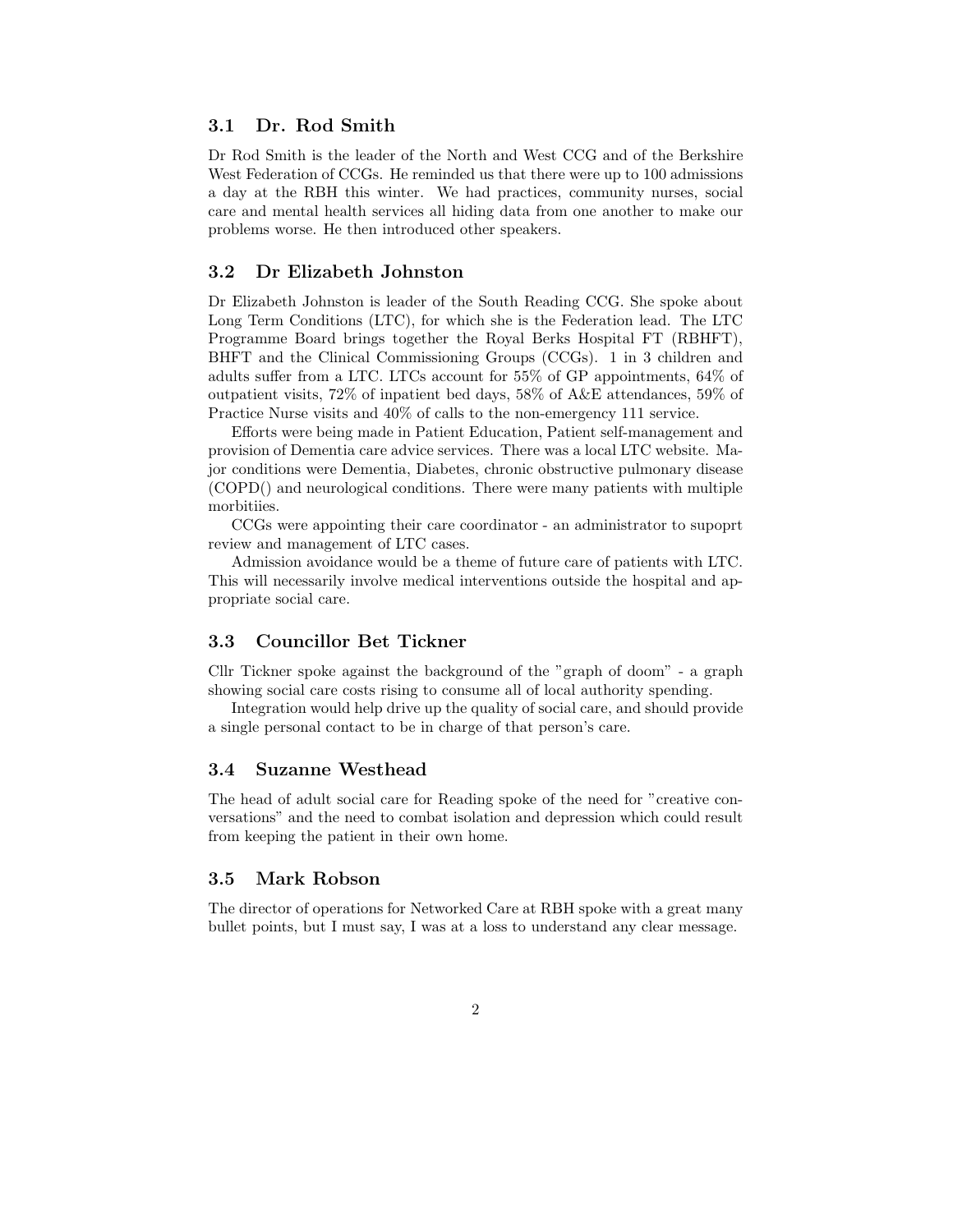### 3.1 Dr. Rod Smith

Dr Rod Smith is the leader of the North and West CCG and of the Berkshire West Federation of CCGs. He reminded us that there were up to 100 admissions a day at the RBH this winter. We had practices, community nurses, social care and mental health services all hiding data from one another to make our problems worse. He then introduced other speakers.

### 3.2 Dr Elizabeth Johnston

Dr Elizabeth Johnston is leader of the South Reading CCG. She spoke about Long Term Conditions (LTC), for which she is the Federation lead. The LTC Programme Board brings together the Royal Berks Hospital FT (RBHFT), BHFT and the Clinical Commissioning Groups (CCGs). 1 in 3 children and adults suffer from a LTC. LTCs account for 55% of GP appointments, 64% of outpatient visits, 72% of inpatient bed days, 58% of A&E attendances, 59% of Practice Nurse visits and 40% of calls to the non-emergency 111 service.

Efforts were being made in Patient Education, Patient self-management and provision of Dementia care advice services. There was a local LTC website. Major conditions were Dementia, Diabetes, chronic obstructive pulmonary disease (COPD() and neurological conditions. There were many patients with multiple morbitiies.

CCGs were appointing their care coordinator - an administrator to supoprt review and management of LTC cases.

Admission avoidance would be a theme of future care of patients with LTC. This will necessarily involve medical interventions outside the hospital and appropriate social care.

### 3.3 Councillor Bet Tickner

Cllr Tickner spoke against the background of the "graph of doom" - a graph showing social care costs rising to consume all of local authority spending.

Integration would help drive up the quality of social care, and should provide a single personal contact to be in charge of that person's care.

### 3.4 Suzanne Westhead

The head of adult social care for Reading spoke of the need for "creative conversations" and the need to combat isolation and depression which could result from keeping the patient in their own home.

### 3.5 Mark Robson

The director of operations for Networked Care at RBH spoke with a great many bullet points, but I must say, I was at a loss to understand any clear message.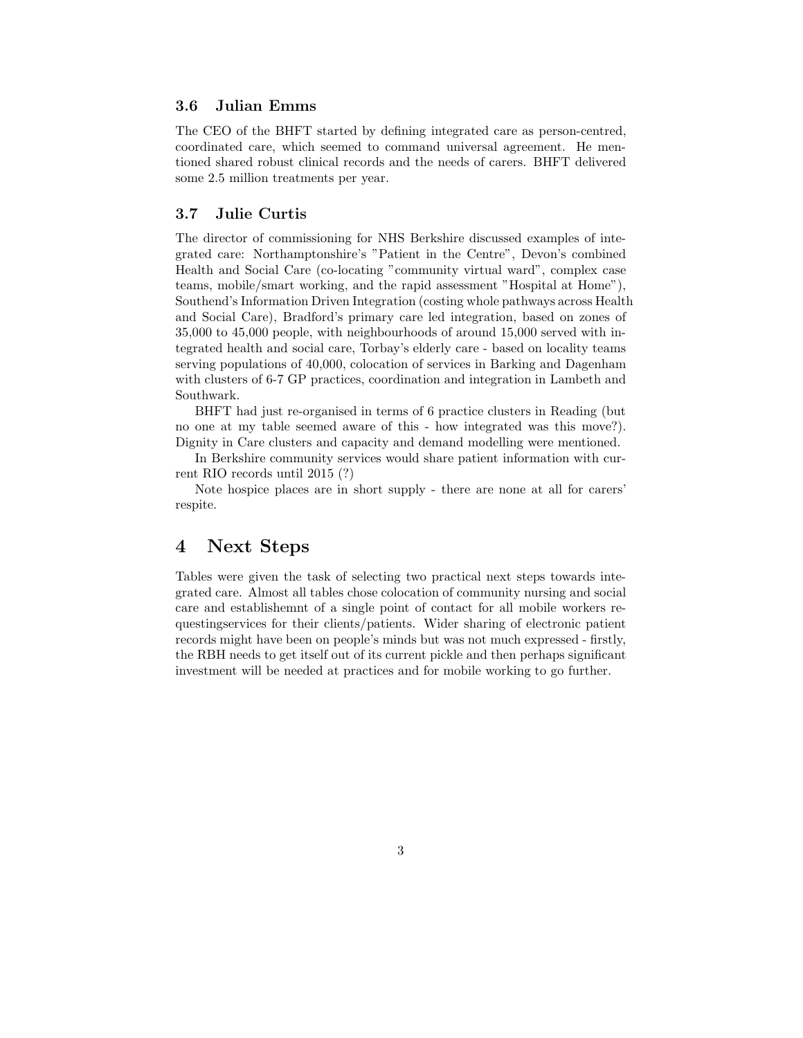### 3.6 Julian Emms

The CEO of the BHFT started by defining integrated care as person-centred, coordinated care, which seemed to command universal agreement. He mentioned shared robust clinical records and the needs of carers. BHFT delivered some 2.5 million treatments per year.

### 3.7 Julie Curtis

The director of commissioning for NHS Berkshire discussed examples of integrated care: Northamptonshire's "Patient in the Centre", Devon's combined Health and Social Care (co-locating "community virtual ward", complex case teams, mobile/smart working, and the rapid assessment "Hospital at Home"), Southend's Information Driven Integration (costing whole pathways across Health and Social Care), Bradford's primary care led integration, based on zones of 35,000 to 45,000 people, with neighbourhoods of around 15,000 served with integrated health and social care, Torbay's elderly care - based on locality teams serving populations of 40,000, colocation of services in Barking and Dagenham with clusters of 6-7 GP practices, coordination and integration in Lambeth and Southwark.

BHFT had just re-organised in terms of 6 practice clusters in Reading (but no one at my table seemed aware of this - how integrated was this move?). Dignity in Care clusters and capacity and demand modelling were mentioned.

In Berkshire community services would share patient information with current RIO records until 2015 (?)

Note hospice places are in short supply - there are none at all for carers' respite.

## 4 Next Steps

Tables were given the task of selecting two practical next steps towards integrated care. Almost all tables chose colocation of community nursing and social care and establishemnt of a single point of contact for all mobile workers requestingservices for their clients/patients. Wider sharing of electronic patient records might have been on people's minds but was not much expressed - firstly, the RBH needs to get itself out of its current pickle and then perhaps significant investment will be needed at practices and for mobile working to go further.